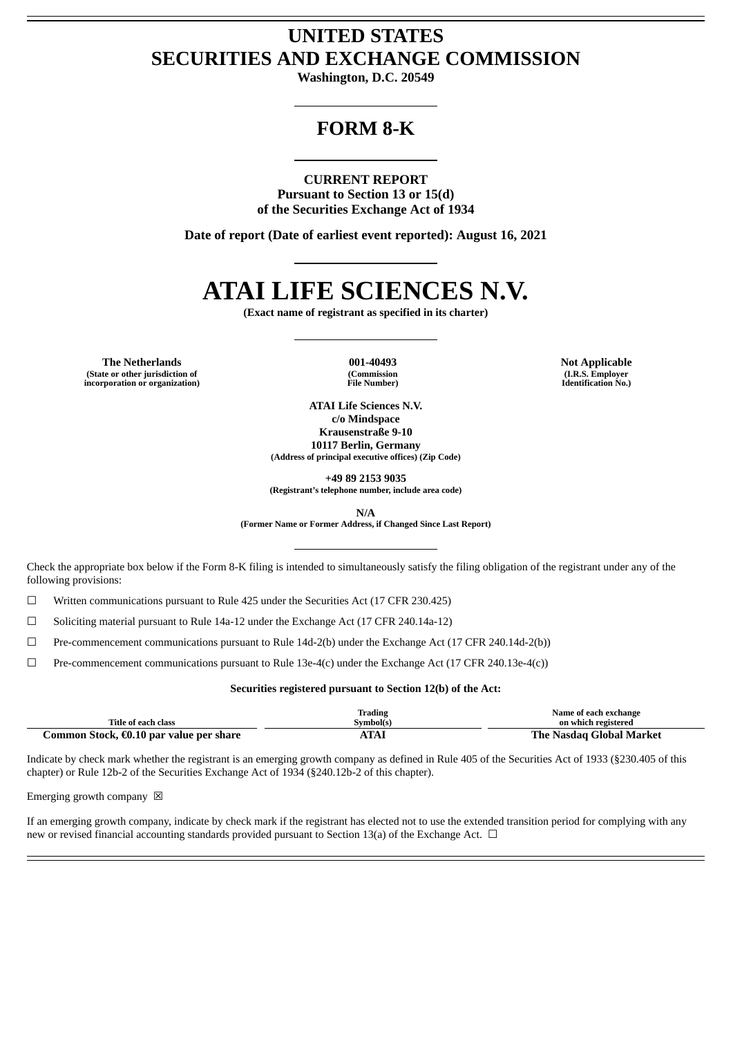# UNITED STATES
# SECURITIES AND EXCHANGE COMMISSION

**Washington, D.C. 20549**

## FORM 8-K

**CURRENT REPORT**
**Pursuant to Section 13 or 15(d)**
**of the Securities Exchange Act of 1934**

**Date of report (Date of earliest event reported): August 16, 2021**

# ATAI LIFE SCIENCES N.V.

**(Exact name of registrant as specified in its charter)**

| The Netherlands | 001-40493 | Not Applicable |
|---|---|---|
| (State or other jurisdiction of incorporation or organization) | (Commission File Number) | (I.R.S. Employer Identification No.) |

**ATAI Life Sciences N.V.**
**c/o Mindspace**
**Krausenstraße 9-10**
**10117 Berlin, Germany**
**(Address of principal executive offices) (Zip Code)**

**+49 89 2153 9035**
**(Registrant's telephone number, include area code)**

**N/A**
**(Former Name or Former Address, if Changed Since Last Report)**

Check the appropriate box below if the Form 8-K filing is intended to simultaneously satisfy the filing obligation of the registrant under any of the following provisions:

☐ Written communications pursuant to Rule 425 under the Securities Act (17 CFR 230.425)

☐ Soliciting material pursuant to Rule 14a-12 under the Exchange Act (17 CFR 240.14a-12)

☐ Pre-commencement communications pursuant to Rule 14d-2(b) under the Exchange Act (17 CFR 240.14d-2(b))

☐ Pre-commencement communications pursuant to Rule 13e-4(c) under the Exchange Act (17 CFR 240.13e-4(c))

**Securities registered pursuant to Section 12(b) of the Act:**

| Title of each class | Trading Symbol(s) | Name of each exchange on which registered |
|---|---|---|
| **Common Stock, €0.10 par value per share** | **ATAI** | **The Nasdaq Global Market** |

Indicate by check mark whether the registrant is an emerging growth company as defined in Rule 405 of the Securities Act of 1933 (§230.405 of this chapter) or Rule 12b-2 of the Securities Exchange Act of 1934 (§240.12b-2 of this chapter).

Emerging growth company ☒

If an emerging growth company, indicate by check mark if the registrant has elected not to use the extended transition period for complying with any new or revised financial accounting standards provided pursuant to Section 13(a) of the Exchange Act. ☐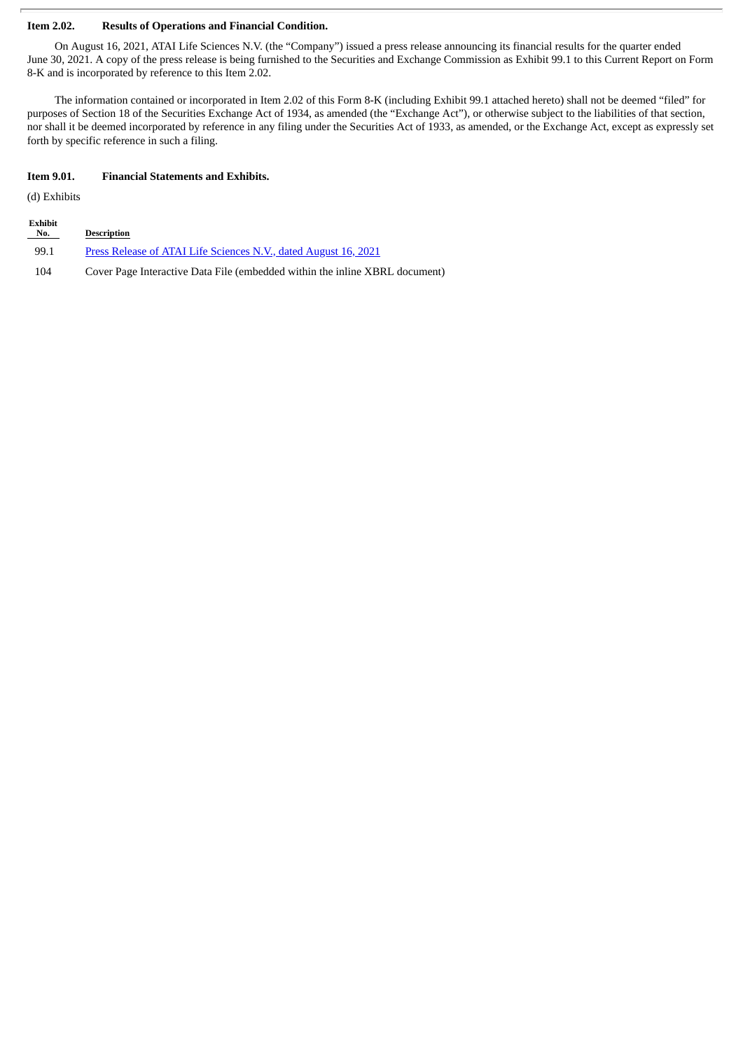**Item 2.02. Results of Operations and Financial Condition.**

On August 16, 2021, ATAI Life Sciences N.V. (the "Company") issued a press release announcing its financial results for the quarter ended June 30, 2021. A copy of the press release is being furnished to the Securities and Exchange Commission as Exhibit 99.1 to this Current Report on Form 8-K and is incorporated by reference to this Item 2.02.

The information contained or incorporated in Item 2.02 of this Form 8-K (including Exhibit 99.1 attached hereto) shall not be deemed "filed" for purposes of Section 18 of the Securities Exchange Act of 1934, as amended (the "Exchange Act"), or otherwise subject to the liabilities of that section, nor shall it be deemed incorporated by reference in any filing under the Securities Act of 1933, as amended, or the Exchange Act, except as expressly set forth by specific reference in such a filing.

**Item 9.01. Financial Statements and Exhibits.**

(d) Exhibits

| Exhibit No. | Description |
| --- | --- |
| 99.1 | Press Release of ATAI Life Sciences N.V., dated August 16, 2021 |
| 104 | Cover Page Interactive Data File (embedded within the inline XBRL document) |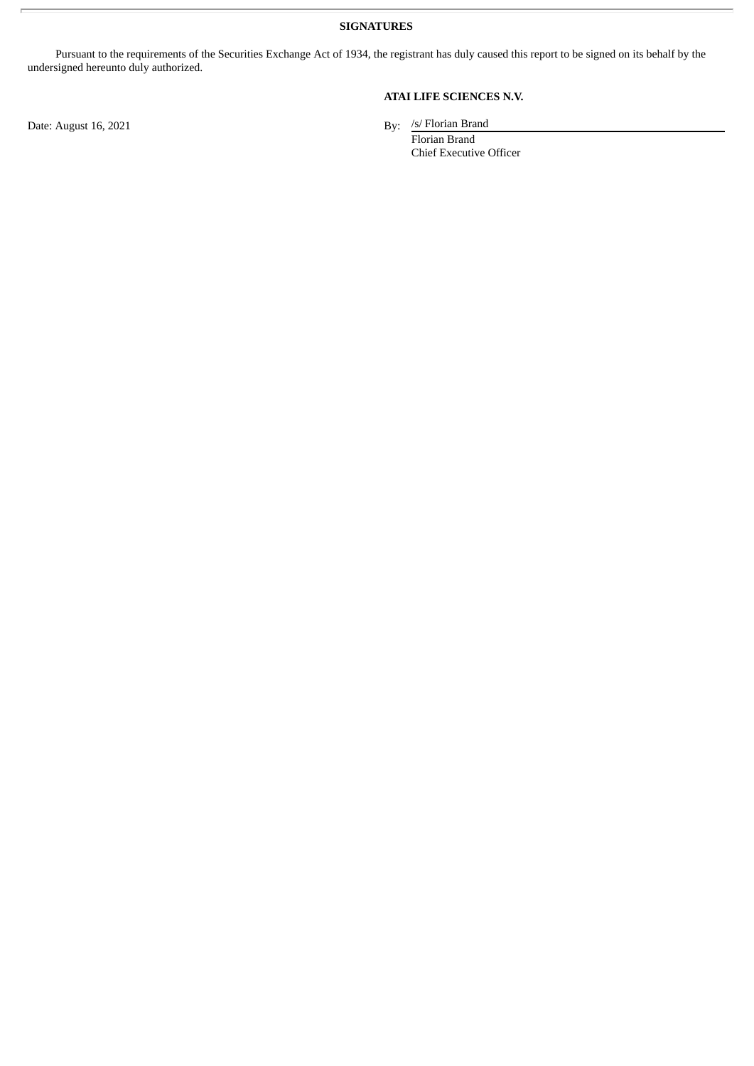**SIGNATURES**

Pursuant to the requirements of the Securities Exchange Act of 1934, the registrant has duly caused this report to be signed on its behalf by the undersigned hereunto duly authorized.

**ATAI LIFE SCIENCES N.V.**

Date: August 16, 2021

By: /s/ Florian Brand
Florian Brand
Chief Executive Officer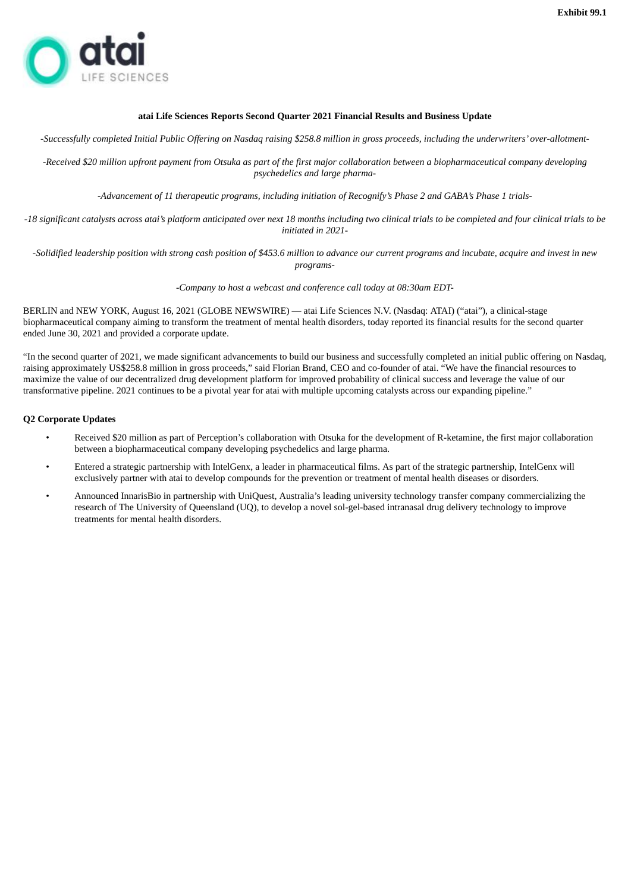Exhibit 99.1

atai LIFE SCIENCES

**atai Life Sciences Reports Second Quarter 2021 Financial Results and Business Update**

*-Successfully completed Initial Public Offering on Nasdaq raising $258.8 million in gross proceeds, including the underwriters' over-allotment-*

*-Received $20 million upfront payment from Otsuka as part of the first major collaboration between a biopharmaceutical company developing psychedelics and large pharma-*

*-Advancement of 11 therapeutic programs, including initiation of Recognify's Phase 2 and GABA's Phase 1 trials-*

*-18 significant catalysts across atai's platform anticipated over next 18 months including two clinical trials to be completed and four clinical trials to be initiated in 2021-*

*-Solidified leadership position with strong cash position of $453.6 million to advance our current programs and incubate, acquire and invest in new programs-*

*-Company to host a webcast and conference call today at 08:30am EDT-*

BERLIN and NEW YORK, August 16, 2021 (GLOBE NEWSWIRE) — atai Life Sciences N.V. (Nasdaq: ATAI) ("atai"), a clinical-stage biopharmaceutical company aiming to transform the treatment of mental health disorders, today reported its financial results for the second quarter ended June 30, 2021 and provided a corporate update.

"In the second quarter of 2021, we made significant advancements to build our business and successfully completed an initial public offering on Nasdaq, raising approximately US$258.8 million in gross proceeds," said Florian Brand, CEO and co-founder of atai. "We have the financial resources to maximize the value of our decentralized drug development platform for improved probability of clinical success and leverage the value of our transformative pipeline. 2021 continues to be a pivotal year for atai with multiple upcoming catalysts across our expanding pipeline."

**Q2 Corporate Updates**

- Received $20 million as part of Perception's collaboration with Otsuka for the development of R-ketamine, the first major collaboration between a biopharmaceutical company developing psychedelics and large pharma.
- Entered a strategic partnership with IntelGenx, a leader in pharmaceutical films. As part of the strategic partnership, IntelGenx will exclusively partner with atai to develop compounds for the prevention or treatment of mental health diseases or disorders.
- Announced InnarisBio in partnership with UniQuest, Australia's leading university technology transfer company commercializing the research of The University of Queensland (UQ), to develop a novel sol-gel-based intranasal drug delivery technology to improve treatments for mental health disorders.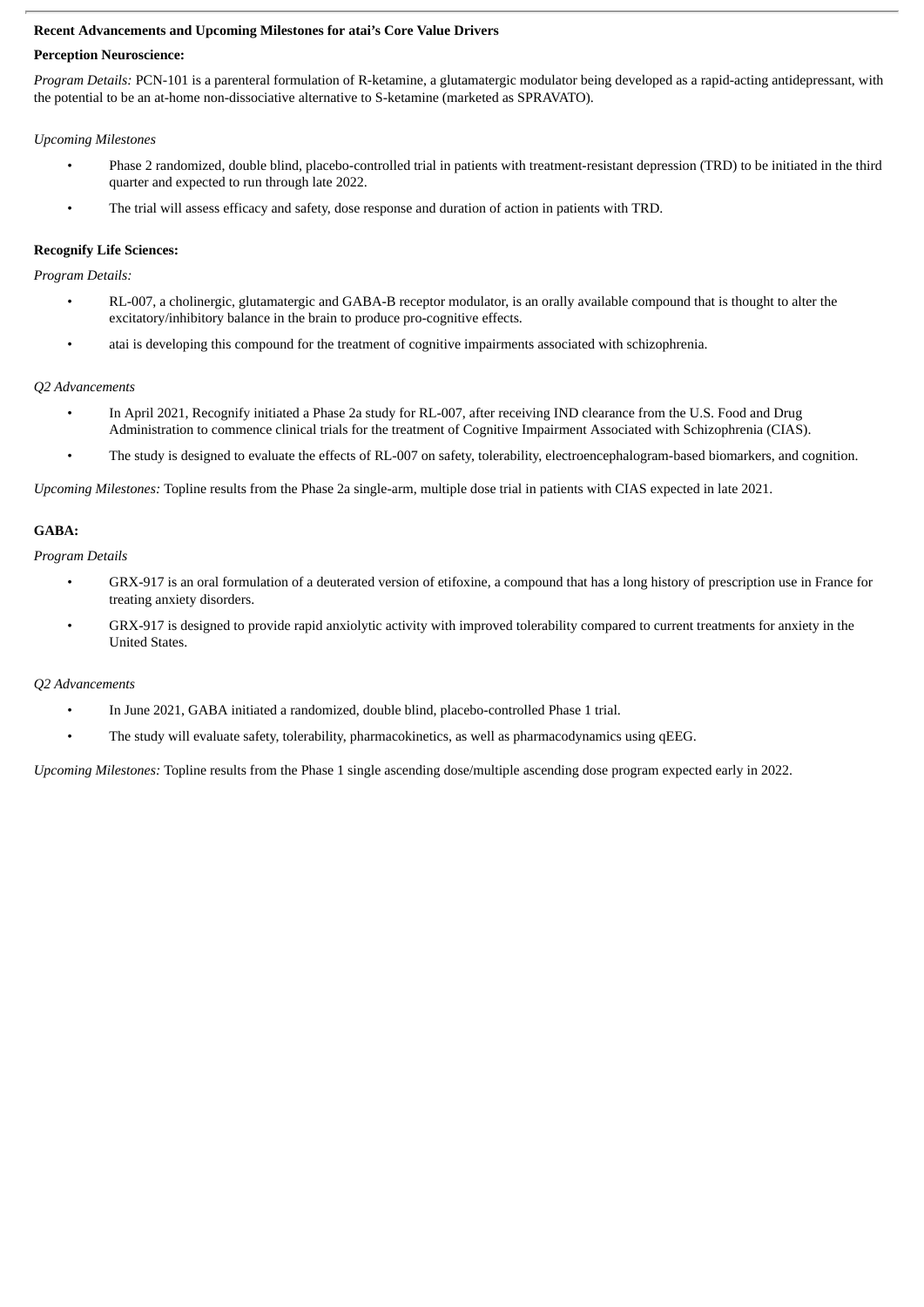**Recent Advancements and Upcoming Milestones for atai's Core Value Drivers**

**Perception Neuroscience:**

*Program Details:* PCN-101 is a parenteral formulation of R-ketamine, a glutamatergic modulator being developed as a rapid-acting antidepressant, with the potential to be an at-home non-dissociative alternative to S-ketamine (marketed as SPRAVATO).

*Upcoming Milestones*

- Phase 2 randomized, double blind, placebo-controlled trial in patients with treatment-resistant depression (TRD) to be initiated in the third quarter and expected to run through late 2022.
- The trial will assess efficacy and safety, dose response and duration of action in patients with TRD.

**Recognify Life Sciences:**

*Program Details:*

- RL-007, a cholinergic, glutamatergic and GABA-B receptor modulator, is an orally available compound that is thought to alter the excitatory/inhibitory balance in the brain to produce pro-cognitive effects.
- atai is developing this compound for the treatment of cognitive impairments associated with schizophrenia.

*Q2 Advancements*

- In April 2021, Recognify initiated a Phase 2a study for RL-007, after receiving IND clearance from the U.S. Food and Drug Administration to commence clinical trials for the treatment of Cognitive Impairment Associated with Schizophrenia (CIAS).
- The study is designed to evaluate the effects of RL-007 on safety, tolerability, electroencephalogram-based biomarkers, and cognition.

*Upcoming Milestones:* Topline results from the Phase 2a single-arm, multiple dose trial in patients with CIAS expected in late 2021.

**GABA:**

*Program Details*

- GRX-917 is an oral formulation of a deuterated version of etifoxine, a compound that has a long history of prescription use in France for treating anxiety disorders.
- GRX-917 is designed to provide rapid anxiolytic activity with improved tolerability compared to current treatments for anxiety in the United States.

*Q2 Advancements*

- In June 2021, GABA initiated a randomized, double blind, placebo-controlled Phase 1 trial.
- The study will evaluate safety, tolerability, pharmacokinetics, as well as pharmacodynamics using qEEG.

*Upcoming Milestones:* Topline results from the Phase 1 single ascending dose/multiple ascending dose program expected early in 2022.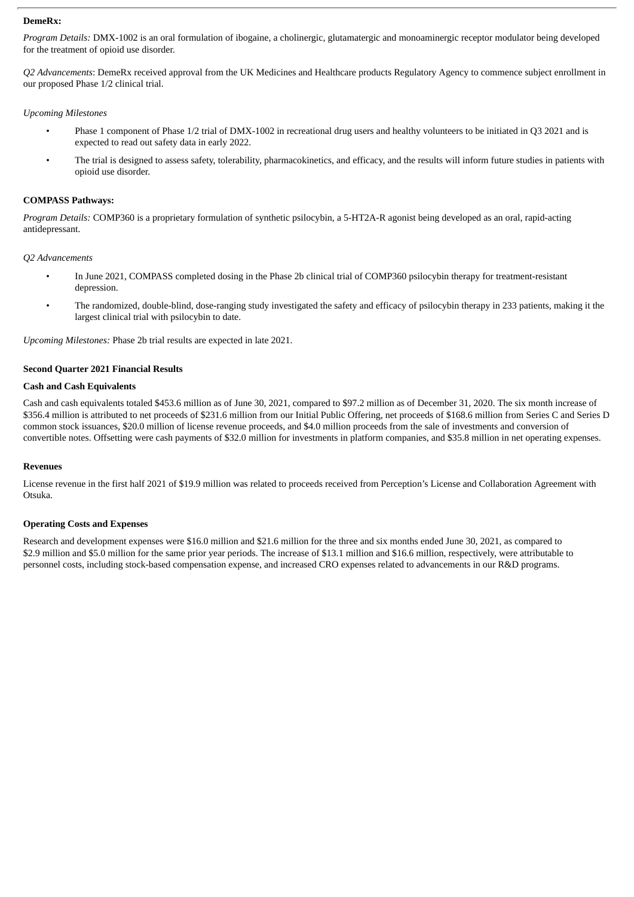**DemeRx:**

*Program Details:* DMX-1002 is an oral formulation of ibogaine, a cholinergic, glutamatergic and monoaminergic receptor modulator being developed for the treatment of opioid use disorder.

*Q2 Advancements*: DemeRx received approval from the UK Medicines and Healthcare products Regulatory Agency to commence subject enrollment in our proposed Phase 1/2 clinical trial.

*Upcoming Milestones*

- Phase 1 component of Phase 1/2 trial of DMX-1002 in recreational drug users and healthy volunteers to be initiated in Q3 2021 and is expected to read out safety data in early 2022.
- The trial is designed to assess safety, tolerability, pharmacokinetics, and efficacy, and the results will inform future studies in patients with opioid use disorder.

**COMPASS Pathways:**

*Program Details:* COMP360 is a proprietary formulation of synthetic psilocybin, a 5-HT2A-R agonist being developed as an oral, rapid-acting antidepressant.

*Q2 Advancements*

- In June 2021, COMPASS completed dosing in the Phase 2b clinical trial of COMP360 psilocybin therapy for treatment-resistant depression.
- The randomized, double-blind, dose-ranging study investigated the safety and efficacy of psilocybin therapy in 233 patients, making it the largest clinical trial with psilocybin to date.

*Upcoming Milestones:* Phase 2b trial results are expected in late 2021.

**Second Quarter 2021 Financial Results**

**Cash and Cash Equivalents**

Cash and cash equivalents totaled $453.6 million as of June 30, 2021, compared to $97.2 million as of December 31, 2020. The six month increase of $356.4 million is attributed to net proceeds of $231.6 million from our Initial Public Offering, net proceeds of $168.6 million from Series C and Series D common stock issuances, $20.0 million of license revenue proceeds, and $4.0 million proceeds from the sale of investments and conversion of convertible notes. Offsetting were cash payments of $32.0 million for investments in platform companies, and $35.8 million in net operating expenses.

**Revenues**

License revenue in the first half 2021 of $19.9 million was related to proceeds received from Perception's License and Collaboration Agreement with Otsuka.

**Operating Costs and Expenses**

Research and development expenses were $16.0 million and $21.6 million for the three and six months ended June 30, 2021, as compared to $2.9 million and $5.0 million for the same prior year periods. The increase of $13.1 million and $16.6 million, respectively, were attributable to personnel costs, including stock-based compensation expense, and increased CRO expenses related to advancements in our R&D programs.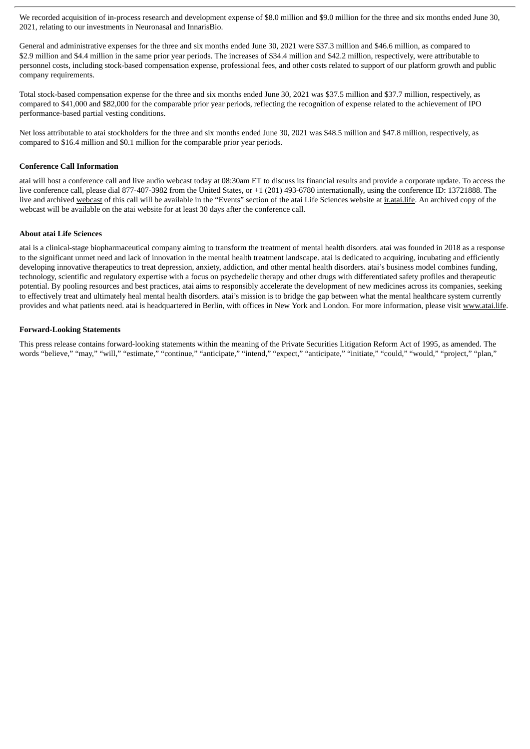We recorded acquisition of in-process research and development expense of $8.0 million and $9.0 million for the three and six months ended June 30, 2021, relating to our investments in Neuronasal and InnarisBio.

General and administrative expenses for the three and six months ended June 30, 2021 were $37.3 million and $46.6 million, as compared to $2.9 million and $4.4 million in the same prior year periods. The increases of $34.4 million and $42.2 million, respectively, were attributable to personnel costs, including stock-based compensation expense, professional fees, and other costs related to support of our platform growth and public company requirements.

Total stock-based compensation expense for the three and six months ended June 30, 2021 was $37.5 million and $37.7 million, respectively, as compared to $41,000 and $82,000 for the comparable prior year periods, reflecting the recognition of expense related to the achievement of IPO performance-based partial vesting conditions.

Net loss attributable to atai stockholders for the three and six months ended June 30, 2021 was $48.5 million and $47.8 million, respectively, as compared to $16.4 million and $0.1 million for the comparable prior year periods.

**Conference Call Information**

atai will host a conference call and live audio webcast today at 08:30am ET to discuss its financial results and provide a corporate update. To access the live conference call, please dial 877-407-3982 from the United States, or +1 (201) 493-6780 internationally, using the conference ID: 13721888. The live and archived webcast of this call will be available in the "Events" section of the atai Life Sciences website at ir.atai.life. An archived copy of the webcast will be available on the atai website for at least 30 days after the conference call.

**About atai Life Sciences**

atai is a clinical-stage biopharmaceutical company aiming to transform the treatment of mental health disorders. atai was founded in 2018 as a response to the significant unmet need and lack of innovation in the mental health treatment landscape. atai is dedicated to acquiring, incubating and efficiently developing innovative therapeutics to treat depression, anxiety, addiction, and other mental health disorders. atai's business model combines funding, technology, scientific and regulatory expertise with a focus on psychedelic therapy and other drugs with differentiated safety profiles and therapeutic potential. By pooling resources and best practices, atai aims to responsibly accelerate the development of new medicines across its companies, seeking to effectively treat and ultimately heal mental health disorders. atai's mission is to bridge the gap between what the mental healthcare system currently provides and what patients need. atai is headquartered in Berlin, with offices in New York and London. For more information, please visit www.atai.life.

**Forward-Looking Statements**

This press release contains forward-looking statements within the meaning of the Private Securities Litigation Reform Act of 1995, as amended. The words "believe," "may," "will," "estimate," "continue," "anticipate," "intend," "expect," "anticipate," "initiate," "could," "would," "project," "plan,"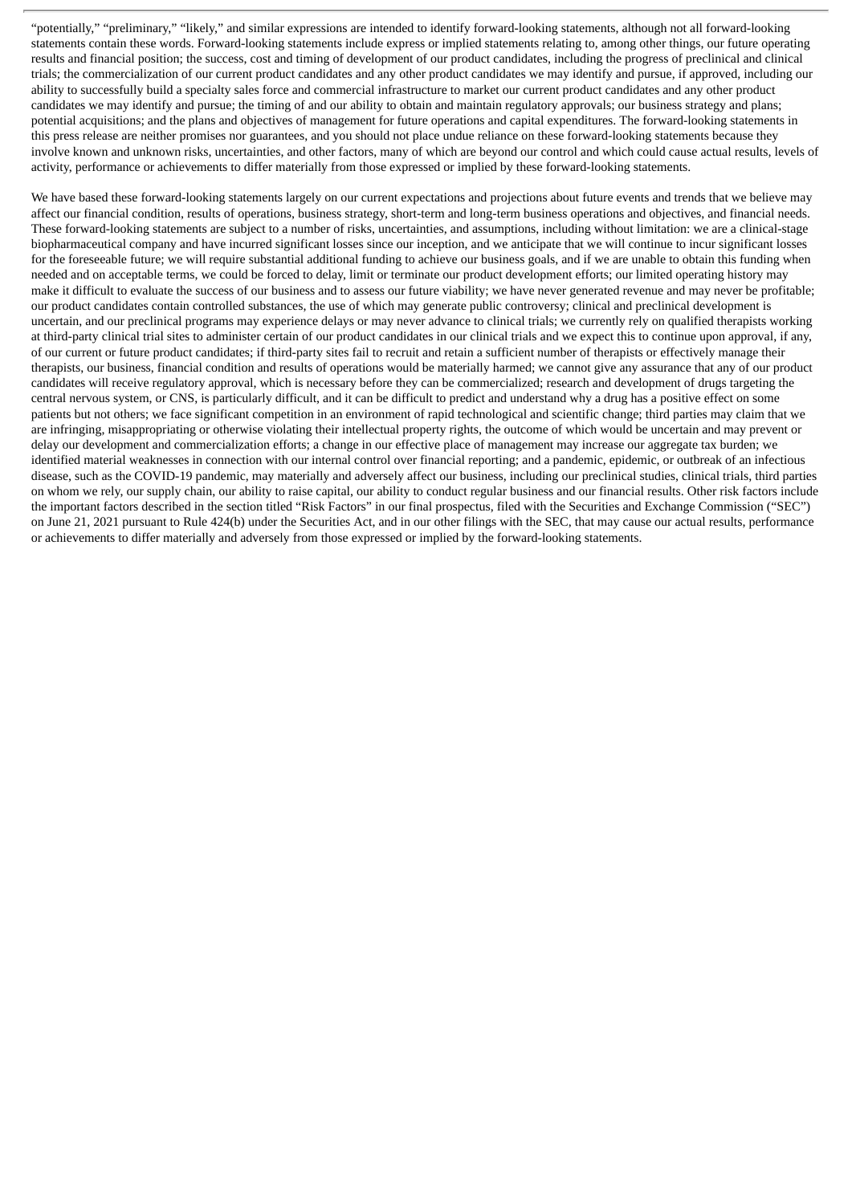"potentially," "preliminary," "likely," and similar expressions are intended to identify forward-looking statements, although not all forward-looking statements contain these words. Forward-looking statements include express or implied statements relating to, among other things, our future operating results and financial position; the success, cost and timing of development of our product candidates, including the progress of preclinical and clinical trials; the commercialization of our current product candidates and any other product candidates we may identify and pursue, if approved, including our ability to successfully build a specialty sales force and commercial infrastructure to market our current product candidates and any other product candidates we may identify and pursue; the timing of and our ability to obtain and maintain regulatory approvals; our business strategy and plans; potential acquisitions; and the plans and objectives of management for future operations and capital expenditures. The forward-looking statements in this press release are neither promises nor guarantees, and you should not place undue reliance on these forward-looking statements because they involve known and unknown risks, uncertainties, and other factors, many of which are beyond our control and which could cause actual results, levels of activity, performance or achievements to differ materially from those expressed or implied by these forward-looking statements.

We have based these forward-looking statements largely on our current expectations and projections about future events and trends that we believe may affect our financial condition, results of operations, business strategy, short-term and long-term business operations and objectives, and financial needs. These forward-looking statements are subject to a number of risks, uncertainties, and assumptions, including without limitation: we are a clinical-stage biopharmaceutical company and have incurred significant losses since our inception, and we anticipate that we will continue to incur significant losses for the foreseeable future; we will require substantial additional funding to achieve our business goals, and if we are unable to obtain this funding when needed and on acceptable terms, we could be forced to delay, limit or terminate our product development efforts; our limited operating history may make it difficult to evaluate the success of our business and to assess our future viability; we have never generated revenue and may never be profitable; our product candidates contain controlled substances, the use of which may generate public controversy; clinical and preclinical development is uncertain, and our preclinical programs may experience delays or may never advance to clinical trials; we currently rely on qualified therapists working at third-party clinical trial sites to administer certain of our product candidates in our clinical trials and we expect this to continue upon approval, if any, of our current or future product candidates; if third-party sites fail to recruit and retain a sufficient number of therapists or effectively manage their therapists, our business, financial condition and results of operations would be materially harmed; we cannot give any assurance that any of our product candidates will receive regulatory approval, which is necessary before they can be commercialized; research and development of drugs targeting the central nervous system, or CNS, is particularly difficult, and it can be difficult to predict and understand why a drug has a positive effect on some patients but not others; we face significant competition in an environment of rapid technological and scientific change; third parties may claim that we are infringing, misappropriating or otherwise violating their intellectual property rights, the outcome of which would be uncertain and may prevent or delay our development and commercialization efforts; a change in our effective place of management may increase our aggregate tax burden; we identified material weaknesses in connection with our internal control over financial reporting; and a pandemic, epidemic, or outbreak of an infectious disease, such as the COVID-19 pandemic, may materially and adversely affect our business, including our preclinical studies, clinical trials, third parties on whom we rely, our supply chain, our ability to raise capital, our ability to conduct regular business and our financial results. Other risk factors include the important factors described in the section titled "Risk Factors" in our final prospectus, filed with the Securities and Exchange Commission ("SEC") on June 21, 2021 pursuant to Rule 424(b) under the Securities Act, and in our other filings with the SEC, that may cause our actual results, performance or achievements to differ materially and adversely from those expressed or implied by the forward-looking statements.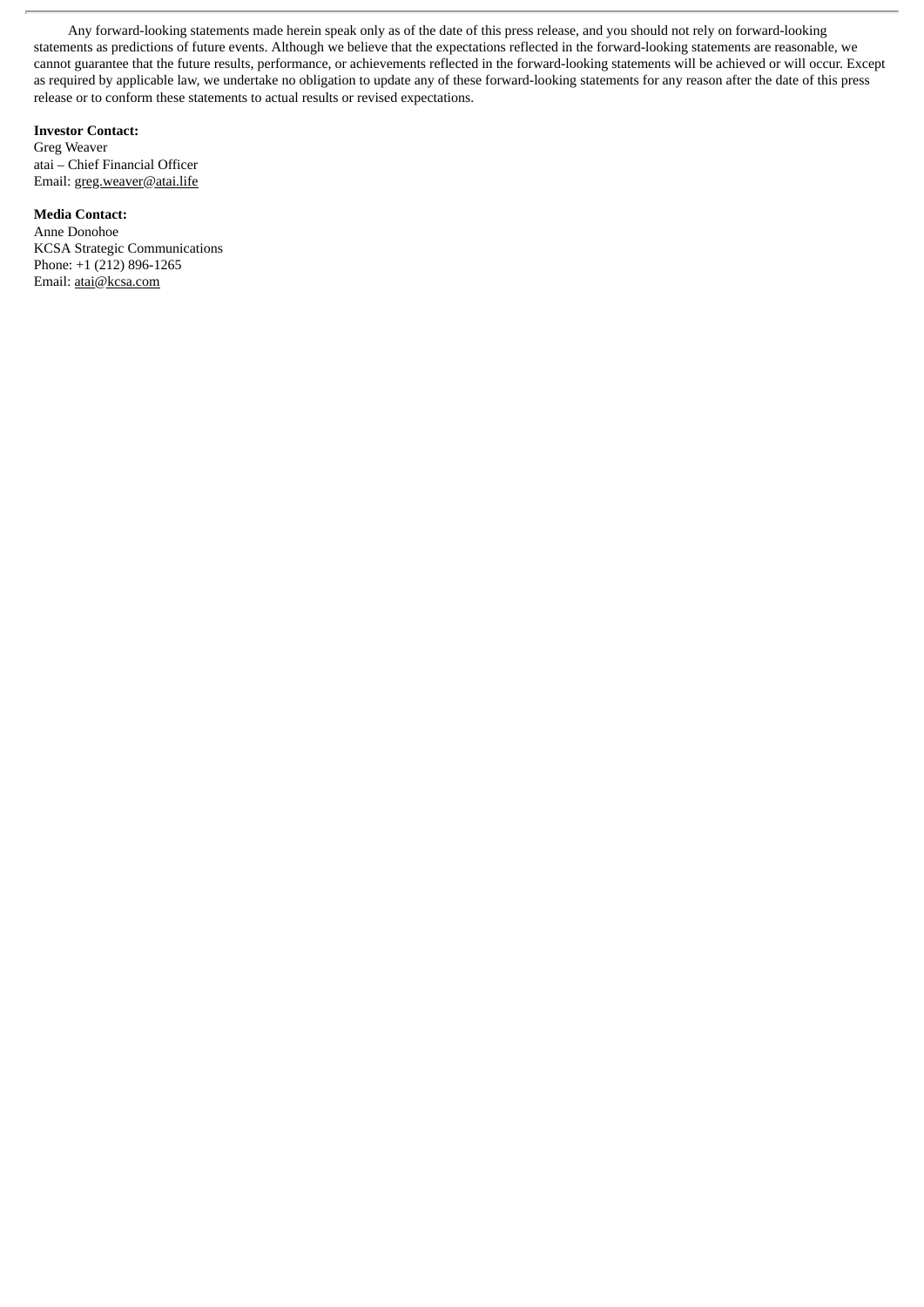Any forward-looking statements made herein speak only as of the date of this press release, and you should not rely on forward-looking statements as predictions of future events. Although we believe that the expectations reflected in the forward-looking statements are reasonable, we cannot guarantee that the future results, performance, or achievements reflected in the forward-looking statements will be achieved or will occur. Except as required by applicable law, we undertake no obligation to update any of these forward-looking statements for any reason after the date of this press release or to conform these statements to actual results or revised expectations.

**Investor Contact:**
Greg Weaver
atai – Chief Financial Officer
Email: greg.weaver@atai.life

**Media Contact:**
Anne Donohoe
KCSA Strategic Communications
Phone: +1 (212) 896-1265
Email: atai@kcsa.com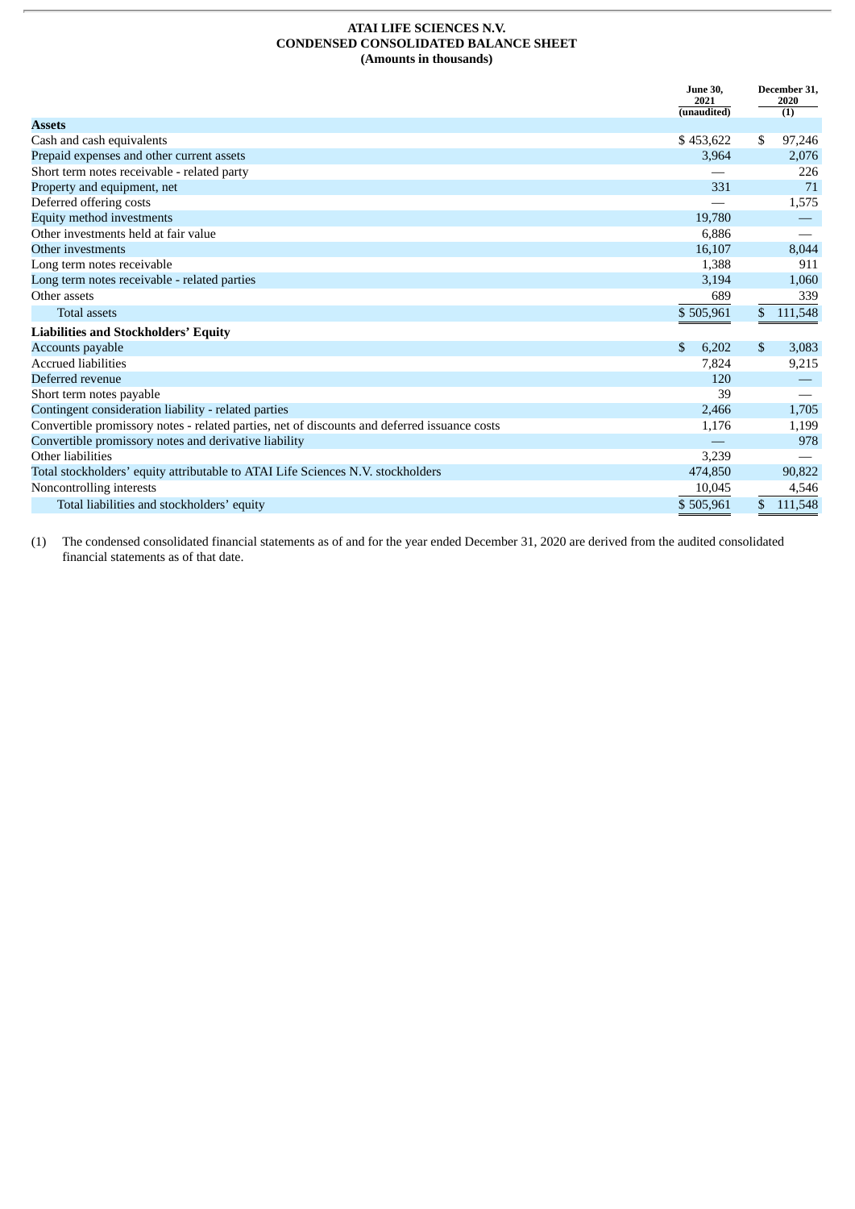**ATAI LIFE SCIENCES N.V.**
**CONDENSED CONSOLIDATED BALANCE SHEET**
**(Amounts in thousands)**

| | June 30, 2021 (unaudited) | December 31, 2020 (1) |
|---|---|---|
| **Assets** | | |
| Cash and cash equivalents | $ 453,622 | $ 97,246 |
| Prepaid expenses and other current assets | 3,964 | 2,076 |
| Short term notes receivable - related party | — | 226 |
| Property and equipment, net | 331 | 71 |
| Deferred offering costs | — | 1,575 |
| Equity method investments | 19,780 | — |
| Other investments held at fair value | 6,886 | — |
| Other investments | 16,107 | 8,044 |
| Long term notes receivable | 1,388 | 911 |
| Long term notes receivable - related parties | 3,194 | 1,060 |
| Other assets | 689 | 339 |
| Total assets | $ 505,961 | $ 111,548 |
| **Liabilities and Stockholders' Equity** | | |
| Accounts payable | $ 6,202 | $ 3,083 |
| Accrued liabilities | 7,824 | 9,215 |
| Deferred revenue | 120 | — |
| Short term notes payable | 39 | — |
| Contingent consideration liability - related parties | 2,466 | 1,705 |
| Convertible promissory notes - related parties, net of discounts and deferred issuance costs | 1,176 | 1,199 |
| Convertible promissory notes and derivative liability | — | 978 |
| Other liabilities | 3,239 | — |
| Total stockholders' equity attributable to ATAI Life Sciences N.V. stockholders | 474,850 | 90,822 |
| Noncontrolling interests | 10,045 | 4,546 |
| Total liabilities and stockholders' equity | $ 505,961 | $ 111,548 |

(1) The condensed consolidated financial statements as of and for the year ended December 31, 2020 are derived from the audited consolidated financial statements as of that date.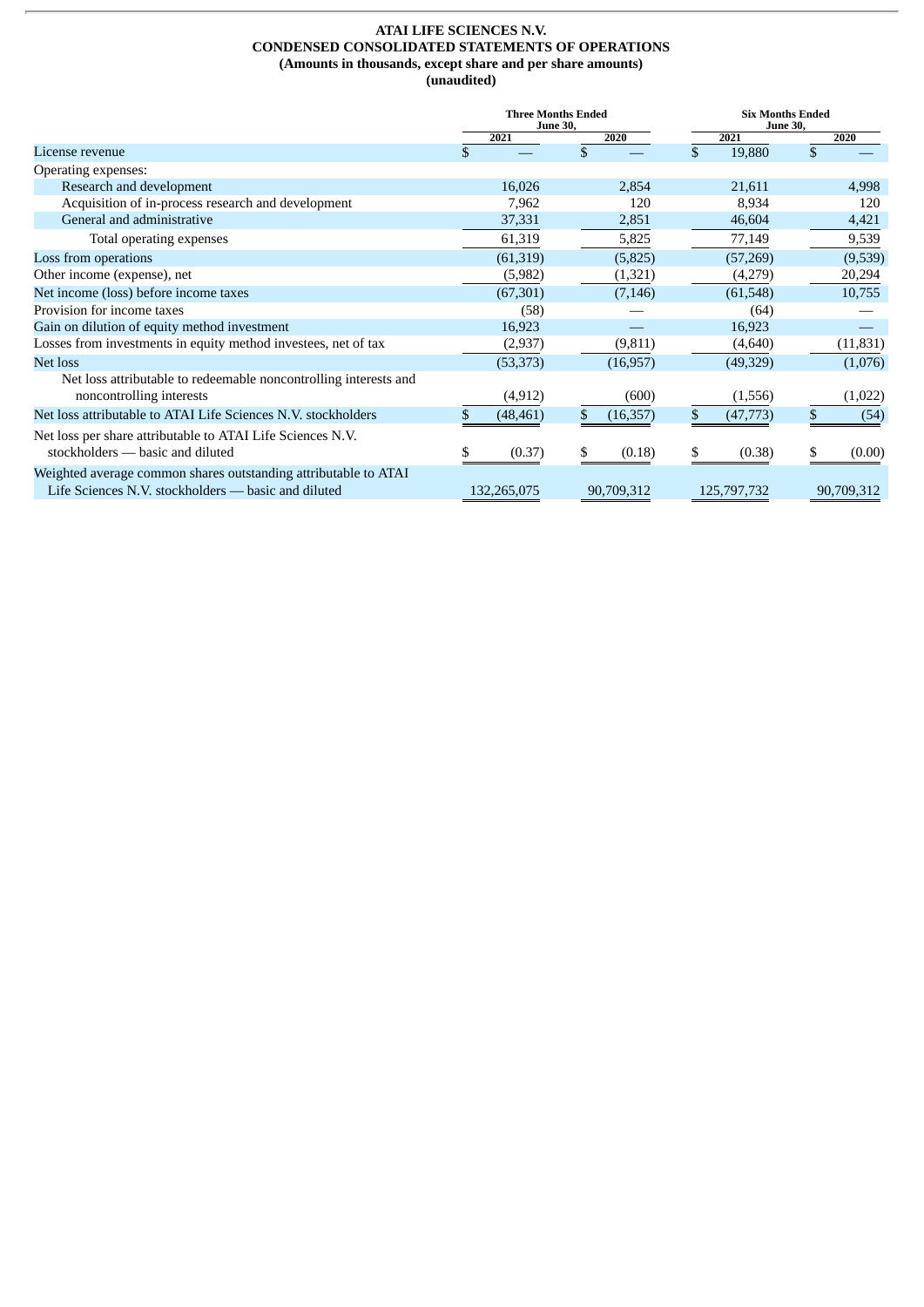**ATAI LIFE SCIENCES N.V.**
**CONDENSED CONSOLIDATED STATEMENTS OF OPERATIONS**
**(Amounts in thousands, except share and per share amounts)**
**(unaudited)**

| | Three Months Ended June 30, | | Six Months Ended June 30, | |
|---|---|---|---|---|
| | 2021 | 2020 | 2021 | 2020 |
| License revenue | $ — | $ — | $ 19,880 | $ — |
| Operating expenses: | | | | |
| Research and development | 16,026 | 2,854 | 21,611 | 4,998 |
| Acquisition of in-process research and development | 7,962 | 120 | 8,934 | 120 |
| General and administrative | 37,331 | 2,851 | 46,604 | 4,421 |
| Total operating expenses | 61,319 | 5,825 | 77,149 | 9,539 |
| Loss from operations | (61,319) | (5,825) | (57,269) | (9,539) |
| Other income (expense), net | (5,982) | (1,321) | (4,279) | 20,294 |
| Net income (loss) before income taxes | (67,301) | (7,146) | (61,548) | 10,755 |
| Provision for income taxes | (58) | — | (64) | — |
| Gain on dilution of equity method investment | 16,923 | — | 16,923 | — |
| Losses from investments in equity method investees, net of tax | (2,937) | (9,811) | (4,640) | (11,831) |
| Net loss | (53,373) | (16,957) | (49,329) | (1,076) |
| Net loss attributable to redeemable noncontrolling interests and noncontrolling interests | (4,912) | (600) | (1,556) | (1,022) |
| Net loss attributable to ATAI Life Sciences N.V. stockholders | $ (48,461) | $ (16,357) | $ (47,773) | $ (54) |
| Net loss per share attributable to ATAI Life Sciences N.V. stockholders — basic and diluted | $ (0.37) | $ (0.18) | $ (0.38) | $ (0.00) |
| Weighted average common shares outstanding attributable to ATAI Life Sciences N.V. stockholders — basic and diluted | 132,265,075 | 90,709,312 | 125,797,732 | 90,709,312 |